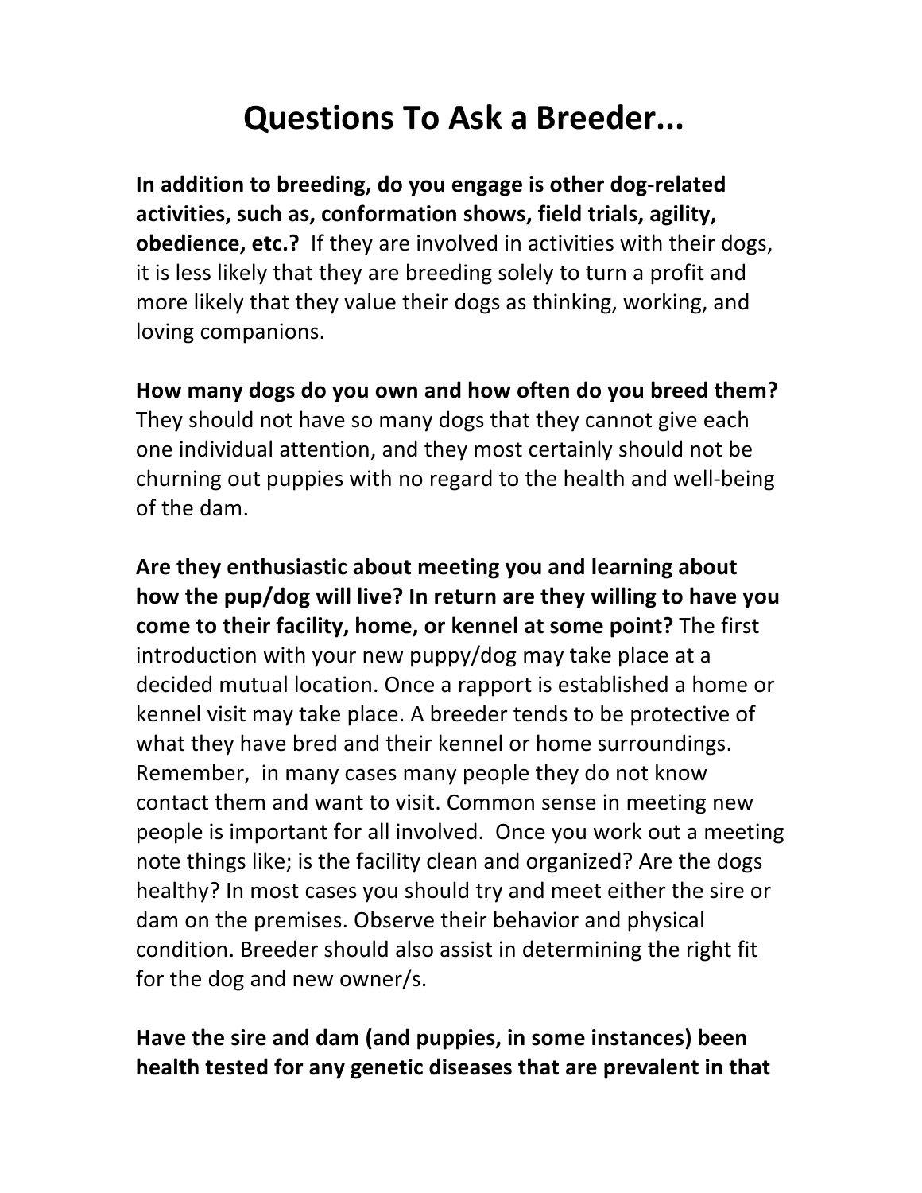# Questions To Ask a Breeder...

**In addition to breeding, do you engage is other dog-related activities, such as, conformation shows, field trials, agility, obedience, etc.?** If they are involved in activities with their dogs, it is less likely that they are breeding solely to turn a profit and more likely that they value their dogs as thinking, working, and loving companions.

**How many dogs do you own and how often do you breed them?** They should not have so many dogs that they cannot give each one individual attention, and they most certainly should not be churning out puppies with no regard to the health and well-being of the dam.

**Are they enthusiastic about meeting you and learning about how the pup/dog will live? In return are they willing to have you come to their facility, home, or kennel at some point?** The first introduction with your new puppy/dog may take place at a decided mutual location. Once a rapport is established a home or kennel visit may take place. A breeder tends to be protective of what they have bred and their kennel or home surroundings. Remember, in many cases many people they do not know contact them and want to visit. Common sense in meeting new people is important for all involved. Once you work out a meeting note things like; is the facility clean and organized? Are the dogs healthy? In most cases you should try and meet either the sire or dam on the premises. Observe their behavior and physical condition. Breeder should also assist in determining the right fit for the dog and new owner/s.

**Have the sire and dam (and puppies, in some instances) been health tested for any genetic diseases that are prevalent in that**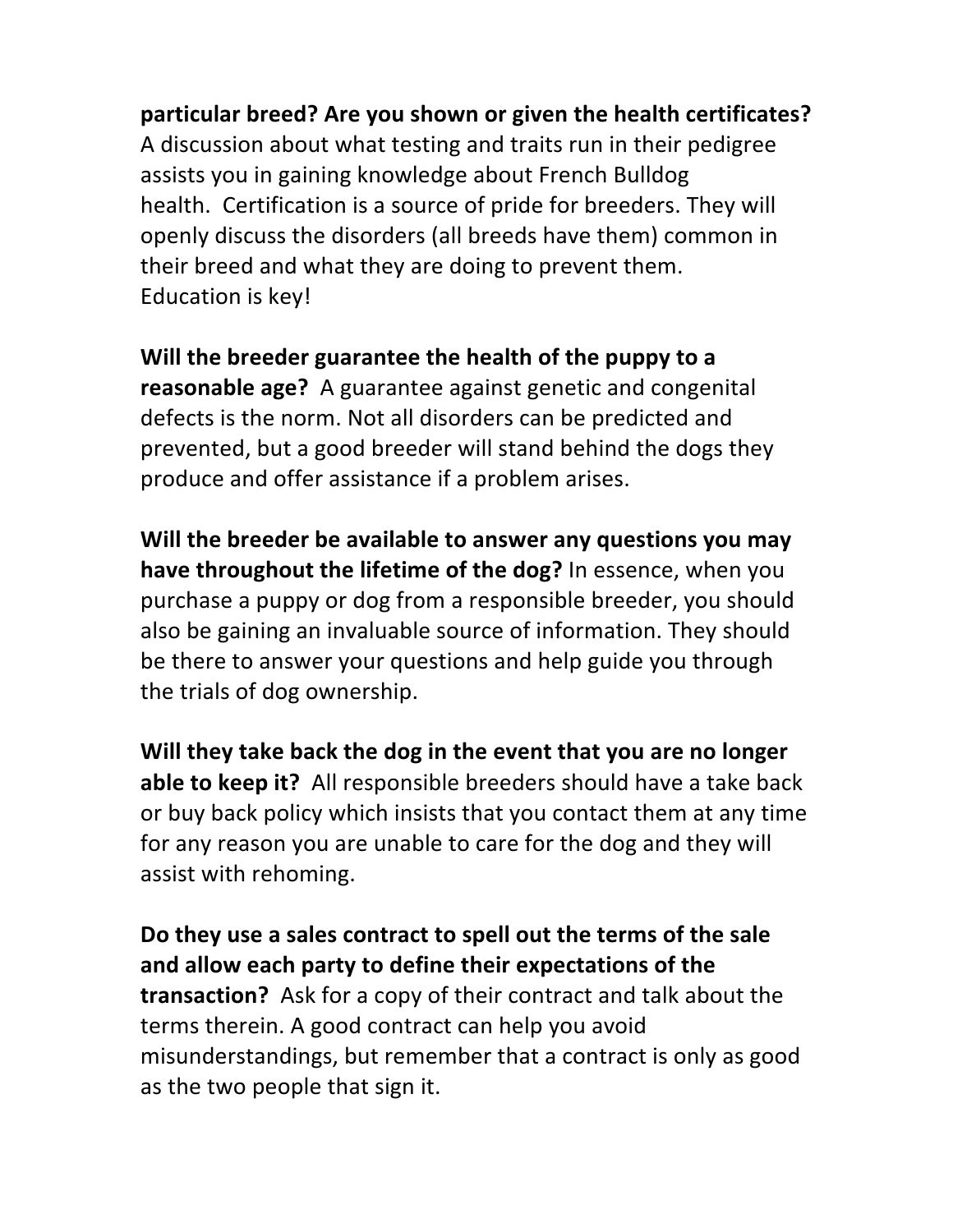**particular breed? Are you shown or given the health certificates?** A discussion about what testing and traits run in their pedigree assists you in gaining knowledge about French Bulldog health. Certification is a source of pride for breeders. They will openly discuss the disorders (all breeds have them) common in their breed and what they are doing to prevent them. Education is key!

**Will the breeder guarantee the health of the puppy to a reasonable age?** A guarantee against genetic and congenital defects is the norm. Not all disorders can be predicted and prevented, but a good breeder will stand behind the dogs they produce and offer assistance if a problem arises.

**Will the breeder be available to answer any questions you may have throughout the lifetime of the dog?** In essence, when you purchase a puppy or dog from a responsible breeder, you should also be gaining an invaluable source of information. They should be there to answer your questions and help guide you through the trials of dog ownership.

**Will they take back the dog in the event that you are no longer able to keep it?** All responsible breeders should have a take back or buy back policy which insists that you contact them at any time for any reason you are unable to care for the dog and they will assist with rehoming.

**Do they use a sales contract to spell out the terms of the sale and allow each party to define their expectations of the transaction?** Ask for a copy of their contract and talk about the terms therein. A good contract can help you avoid misunderstandings, but remember that a contract is only as good as the two people that sign it.